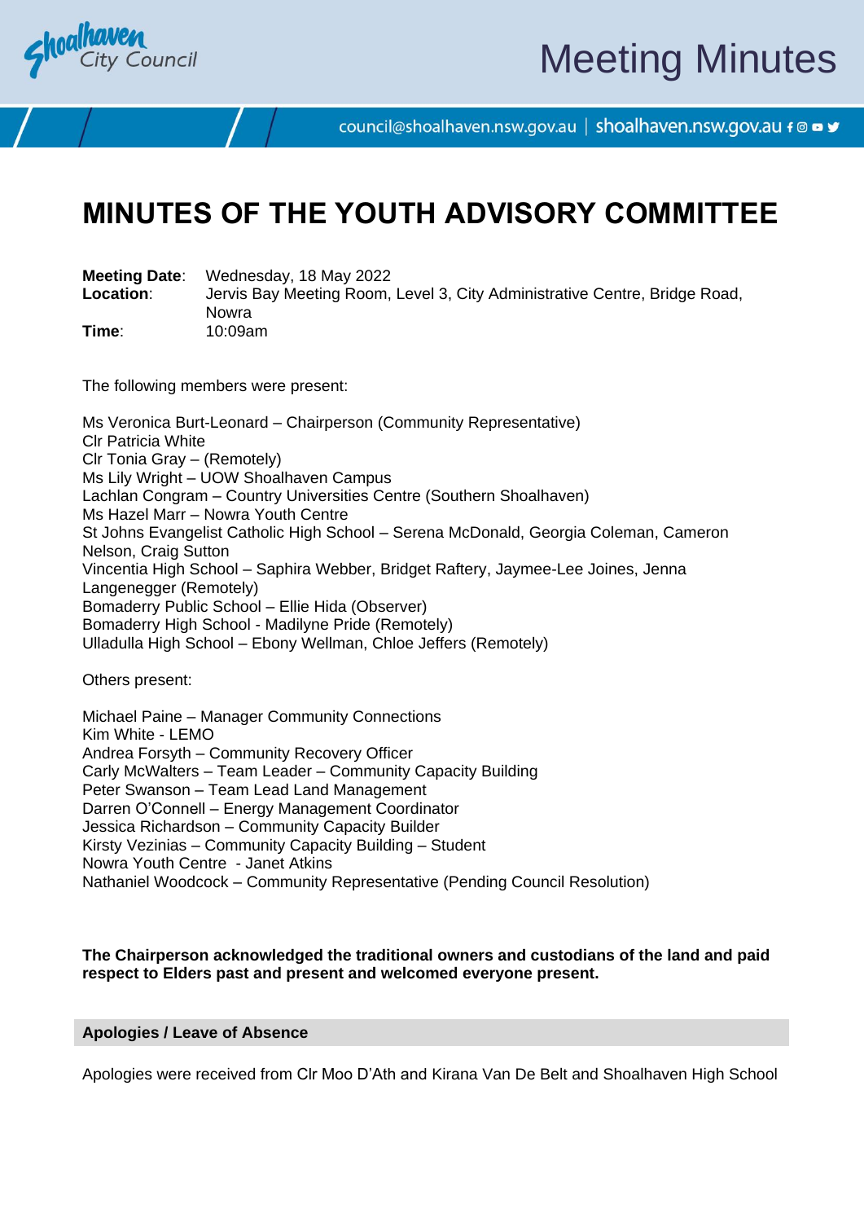# MINUTES OF THE YOUTH ADVISORY COMMITTEE

**Meeting Date**: Wednesday, 18 May 2022
**Location**: Jervis Bay Meeting Room, Level 3, City Administrative Centre, Bridge Road, Nowra
**Time**: 10:09am

The following members were present:

Ms Veronica Burt-Leonard – Chairperson (Community Representative)
Clr Patricia White
Clr Tonia Gray – (Remotely)
Ms Lily Wright – UOW Shoalhaven Campus
Lachlan Congram – Country Universities Centre (Southern Shoalhaven)
Ms Hazel Marr – Nowra Youth Centre
St Johns Evangelist Catholic High School – Serena McDonald, Georgia Coleman, Cameron Nelson, Craig Sutton
Vincentia High School – Saphira Webber, Bridget Raftery, Jaymee-Lee Joines, Jenna Langenegger (Remotely)
Bomaderry Public School – Ellie Hida (Observer)
Bomaderry High School - Madilyne Pride (Remotely)
Ulladulla High School – Ebony Wellman, Chloe Jeffers (Remotely)

Others present:

Michael Paine – Manager Community Connections
Kim White - LEMO
Andrea Forsyth – Community Recovery Officer
Carly McWalters – Team Leader – Community Capacity Building
Peter Swanson – Team Lead Land Management
Darren O'Connell – Energy Management Coordinator
Jessica Richardson – Community Capacity Builder
Kirsty Vezinias – Community Capacity Building – Student
Nowra Youth Centre - Janet Atkins
Nathaniel Woodcock – Community Representative (Pending Council Resolution)

**The Chairperson acknowledged the traditional owners and custodians of the land and paid respect to Elders past and present and welcomed everyone present.**

## Apologies / Leave of Absence

Apologies were received from Clr Moo D'Ath and Kirana Van De Belt and Shoalhaven High School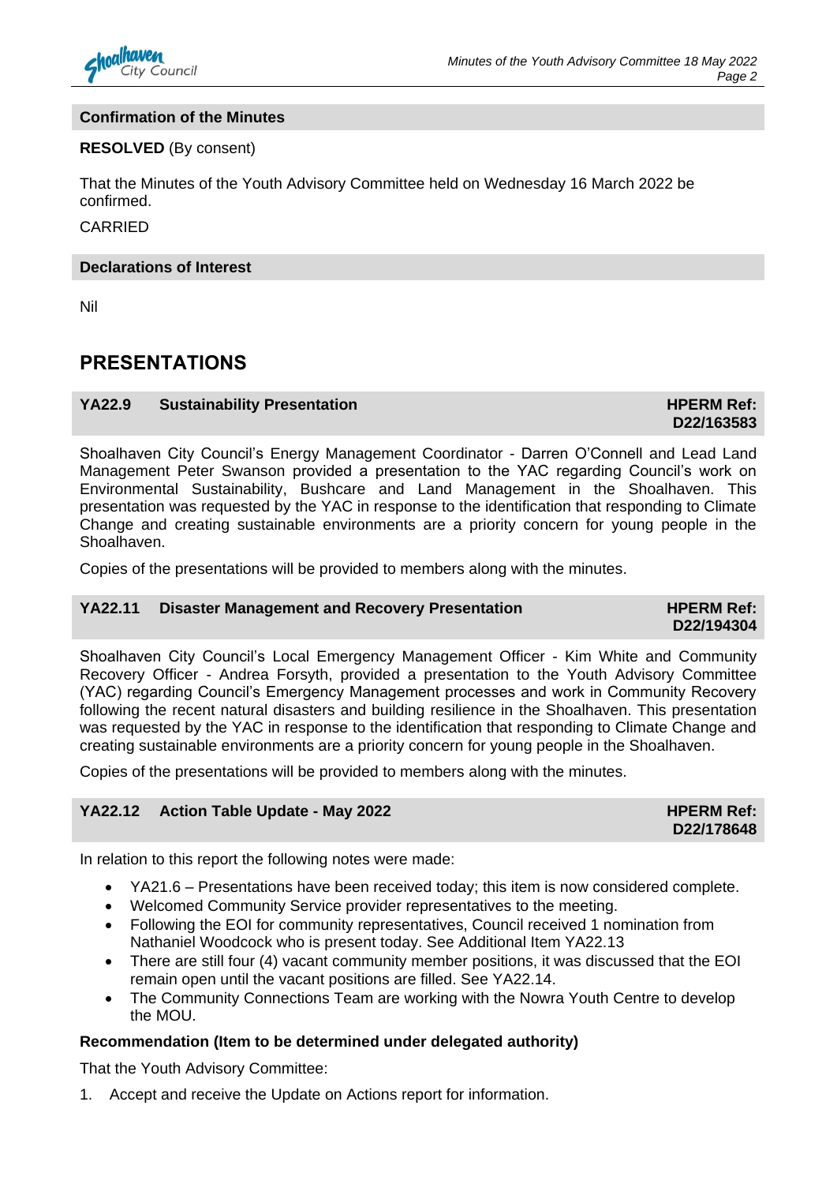### Confirmation of the Minutes

**RESOLVED** (By consent)

That the Minutes of the Youth Advisory Committee held on Wednesday 16 March 2022 be confirmed.

CARRIED

### Declarations of Interest

Nil

## PRESENTATIONS

### YA22.9 Sustainability Presentation — HPERM Ref: D22/163583

Shoalhaven City Council's Energy Management Coordinator - Darren O'Connell and Lead Land Management Peter Swanson provided a presentation to the YAC regarding Council's work on Environmental Sustainability, Bushcare and Land Management in the Shoalhaven. This presentation was requested by the YAC in response to the identification that responding to Climate Change and creating sustainable environments are a priority concern for young people in the Shoalhaven.

Copies of the presentations will be provided to members along with the minutes.

### YA22.11 Disaster Management and Recovery Presentation — HPERM Ref: D22/194304

Shoalhaven City Council's Local Emergency Management Officer - Kim White and Community Recovery Officer - Andrea Forsyth, provided a presentation to the Youth Advisory Committee (YAC) regarding Council's Emergency Management processes and work in Community Recovery following the recent natural disasters and building resilience in the Shoalhaven. This presentation was requested by the YAC in response to the identification that responding to Climate Change and creating sustainable environments are a priority concern for young people in the Shoalhaven.

Copies of the presentations will be provided to members along with the minutes.

### YA22.12 Action Table Update - May 2022 — HPERM Ref: D22/178648

In relation to this report the following notes were made:

- YA21.6 – Presentations have been received today; this item is now considered complete.
- Welcomed Community Service provider representatives to the meeting.
- Following the EOI for community representatives, Council received 1 nomination from Nathaniel Woodcock who is present today. See Additional Item YA22.13
- There are still four (4) vacant community member positions, it was discussed that the EOI remain open until the vacant positions are filled. See YA22.14.
- The Community Connections Team are working with the Nowra Youth Centre to develop the MOU.

**Recommendation (Item to be determined under delegated authority)**

That the Youth Advisory Committee:

1. Accept and receive the Update on Actions report for information.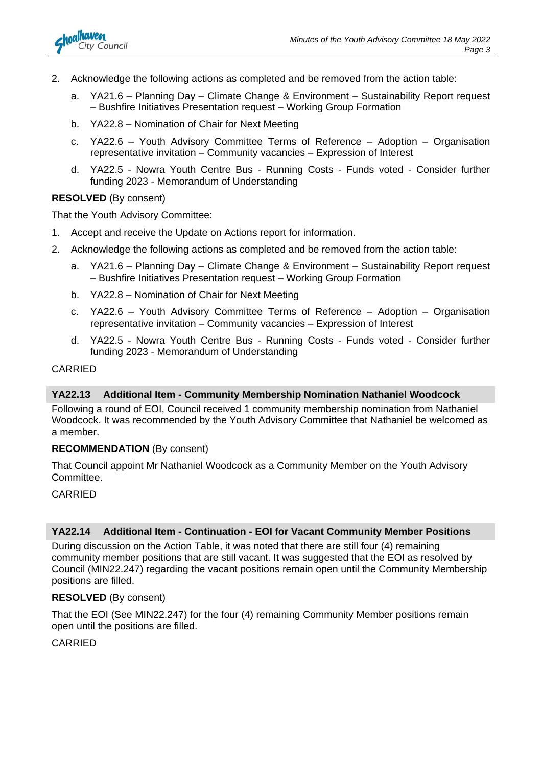2. Acknowledge the following actions as completed and be removed from the action table:

    a. YA21.6 – Planning Day – Climate Change & Environment – Sustainability Report request – Bushfire Initiatives Presentation request – Working Group Formation

    b. YA22.8 – Nomination of Chair for Next Meeting

    c. YA22.6 – Youth Advisory Committee Terms of Reference – Adoption – Organisation representative invitation – Community vacancies – Expression of Interest

    d. YA22.5 - Nowra Youth Centre Bus - Running Costs - Funds voted - Consider further funding 2023 - Memorandum of Understanding

**RESOLVED** (By consent)

That the Youth Advisory Committee:

1. Accept and receive the Update on Actions report for information.
2. Acknowledge the following actions as completed and be removed from the action table:

    a. YA21.6 – Planning Day – Climate Change & Environment – Sustainability Report request – Bushfire Initiatives Presentation request – Working Group Formation

    b. YA22.8 – Nomination of Chair for Next Meeting

    c. YA22.6 – Youth Advisory Committee Terms of Reference – Adoption – Organisation representative invitation – Community vacancies – Expression of Interest

    d. YA22.5 - Nowra Youth Centre Bus - Running Costs - Funds voted - Consider further funding 2023 - Memorandum of Understanding

CARRIED

### YA22.13 Additional Item - Community Membership Nomination Nathaniel Woodcock

Following a round of EOI, Council received 1 community membership nomination from Nathaniel Woodcock. It was recommended by the Youth Advisory Committee that Nathaniel be welcomed as a member.

**RECOMMENDATION** (By consent)

That Council appoint Mr Nathaniel Woodcock as a Community Member on the Youth Advisory Committee.

CARRIED

### YA22.14 Additional Item - Continuation - EOI for Vacant Community Member Positions

During discussion on the Action Table, it was noted that there are still four (4) remaining community member positions that are still vacant. It was suggested that the EOI as resolved by Council (MIN22.247) regarding the vacant positions remain open until the Community Membership positions are filled.

**RESOLVED** (By consent)

That the EOI (See MIN22.247) for the four (4) remaining Community Member positions remain open until the positions are filled.

CARRIED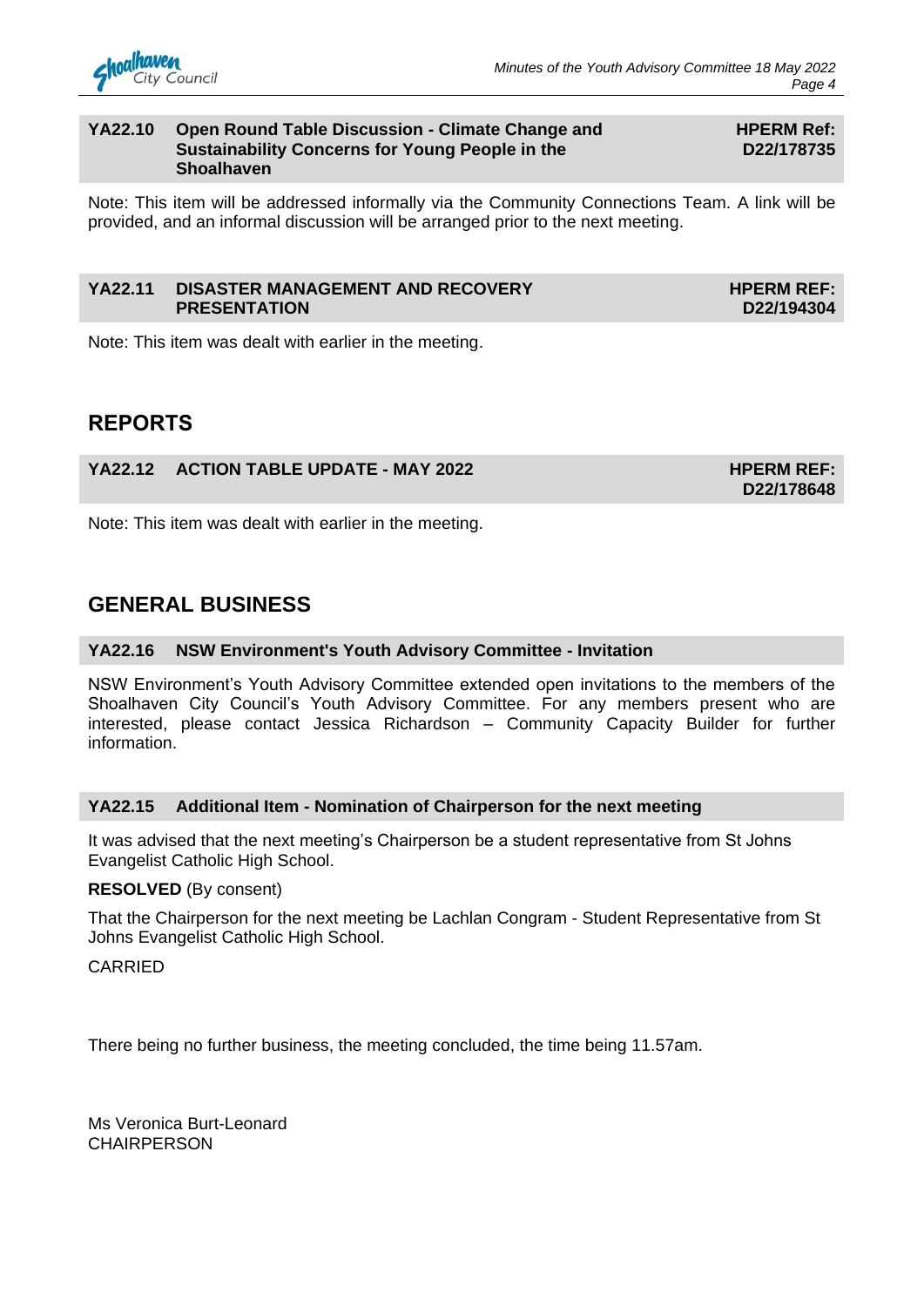**YA22.10 Open Round Table Discussion - Climate Change and Sustainability Concerns for Young People in the Shoalhaven** — **HPERM Ref: D22/178735**

Note: This item will be addressed informally via the Community Connections Team. A link will be provided, and an informal discussion will be arranged prior to the next meeting.

**YA22.11 DISASTER MANAGEMENT AND RECOVERY PRESENTATION** — **HPERM REF: D22/194304**

Note: This item was dealt with earlier in the meeting.

## REPORTS

**YA22.12 ACTION TABLE UPDATE - MAY 2022** — **HPERM REF: D22/178648**

Note: This item was dealt with earlier in the meeting.

## GENERAL BUSINESS

**YA22.16 NSW Environment's Youth Advisory Committee - Invitation**

NSW Environment's Youth Advisory Committee extended open invitations to the members of the Shoalhaven City Council's Youth Advisory Committee. For any members present who are interested, please contact Jessica Richardson – Community Capacity Builder for further information.

**YA22.15 Additional Item - Nomination of Chairperson for the next meeting**

It was advised that the next meeting's Chairperson be a student representative from St Johns Evangelist Catholic High School.

**RESOLVED** (By consent)

That the Chairperson for the next meeting be Lachlan Congram - Student Representative from St Johns Evangelist Catholic High School.

CARRIED

There being no further business, the meeting concluded, the time being 11.57am.

Ms Veronica Burt-Leonard
CHAIRPERSON